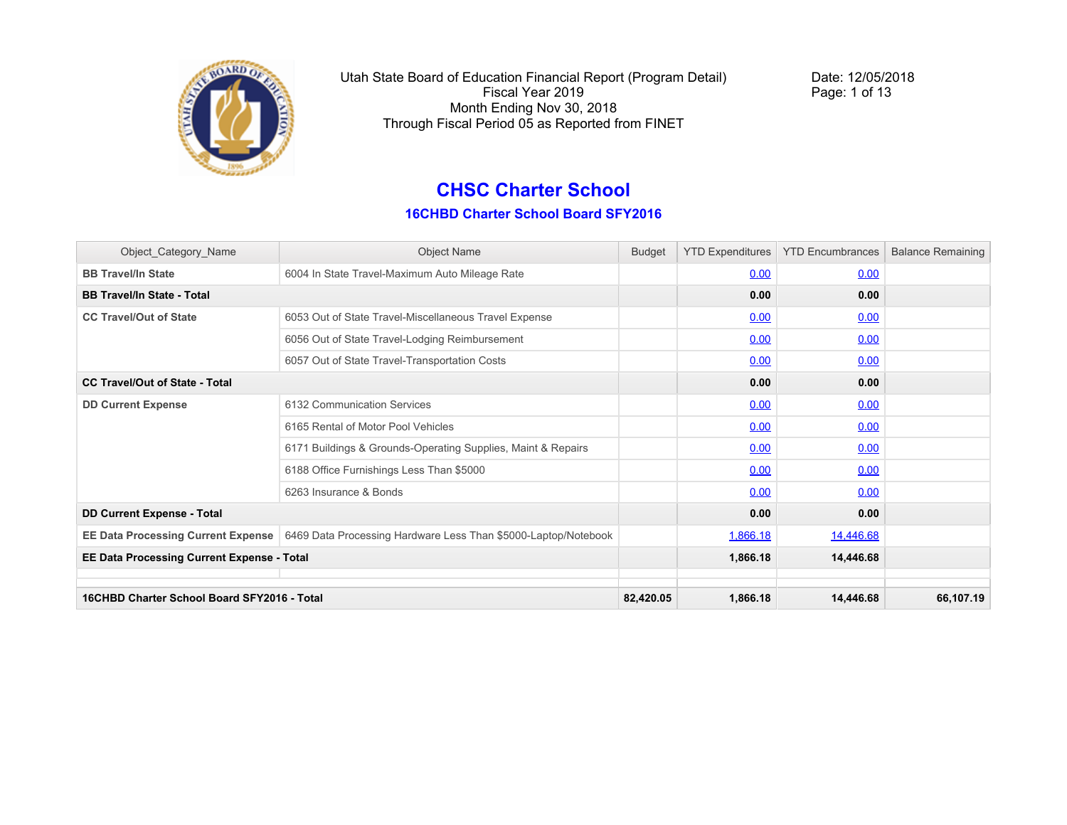Utah State Board of Education Financial Report (Program Detail)
Fiscal Year 2019
Month Ending Nov 30, 2018
Through Fiscal Period 05 as Reported from FINET

Date: 12/05/2018

# CHSC Charter School

## 16CHBD Charter School Board SFY2016

| Object_Category_Name | Object Name | Budget | YTD Expenditures | YTD Encumbrances | Balance Remaining |
|---|---|---|---|---|---|
| **BB Travel/In State** | 6004 In State Travel-Maximum Auto Mileage Rate | | 0.00 | 0.00 | |
| **BB Travel/In State - Total** | | | **0.00** | **0.00** | |
| **CC Travel/Out of State** | 6053 Out of State Travel-Miscellaneous Travel Expense | | 0.00 | 0.00 | |
| | 6056 Out of State Travel-Lodging Reimbursement | | 0.00 | 0.00 | |
| | 6057 Out of State Travel-Transportation Costs | | 0.00 | 0.00 | |
| **CC Travel/Out of State - Total** | | | **0.00** | **0.00** | |
| **DD Current Expense** | 6132 Communication Services | | 0.00 | 0.00 | |
| | 6165 Rental of Motor Pool Vehicles | | 0.00 | 0.00 | |
| | 6171 Buildings & Grounds-Operating Supplies, Maint & Repairs | | 0.00 | 0.00 | |
| | 6188 Office Furnishings Less Than $5000 | | 0.00 | 0.00 | |
| | 6263 Insurance & Bonds | | 0.00 | 0.00 | |
| **DD Current Expense - Total** | | | **0.00** | **0.00** | |
| **EE Data Processing Current Expense** | 6469 Data Processing Hardware Less Than $5000-Laptop/Notebook | | 1,866.18 | 14,446.68 | |
| **EE Data Processing Current Expense - Total** | | | **1,866.18** | **14,446.68** | |
| | | | | | |
| **16CHBD Charter School Board SFY2016 - Total** | | **82,420.05** | **1,866.18** | **14,446.68** | **66,107.19** |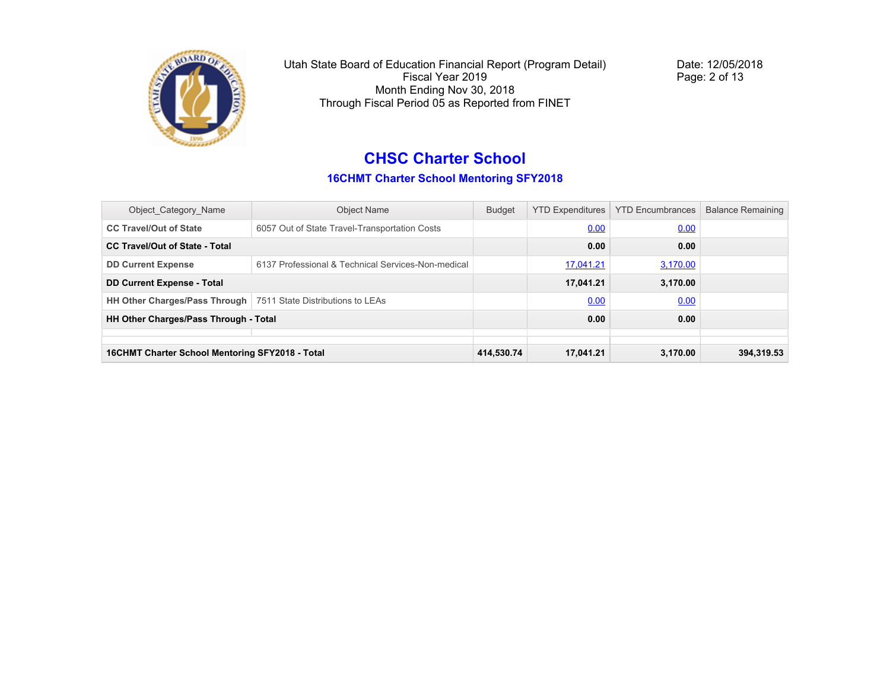Utah State Board of Education Financial Report (Program Detail)
Fiscal Year 2019
Month Ending Nov 30, 2018
Through Fiscal Period 05 as Reported from FINET

Date: 12/05/2018

# CHSC Charter School

## 16CHMT Charter School Mentoring SFY2018

| Object_Category_Name | Object Name | Budget | YTD Expenditures | YTD Encumbrances | Balance Remaining |
|---|---|---|---|---|---|
| **CC Travel/Out of State** | 6057 Out of State Travel-Transportation Costs | | 0.00 | 0.00 | |
| **CC Travel/Out of State - Total** | | | **0.00** | **0.00** | |
| **DD Current Expense** | 6137 Professional & Technical Services-Non-medical | | 17,041.21 | 3,170.00 | |
| **DD Current Expense - Total** | | | **17,041.21** | **3,170.00** | |
| **HH Other Charges/Pass Through** | 7511 State Distributions to LEAs | | 0.00 | 0.00 | |
| **HH Other Charges/Pass Through - Total** | | | **0.00** | **0.00** | |
| | | | | | |
| **16CHMT Charter School Mentoring SFY2018 - Total** | | **414,530.74** | **17,041.21** | **3,170.00** | **394,319.53** |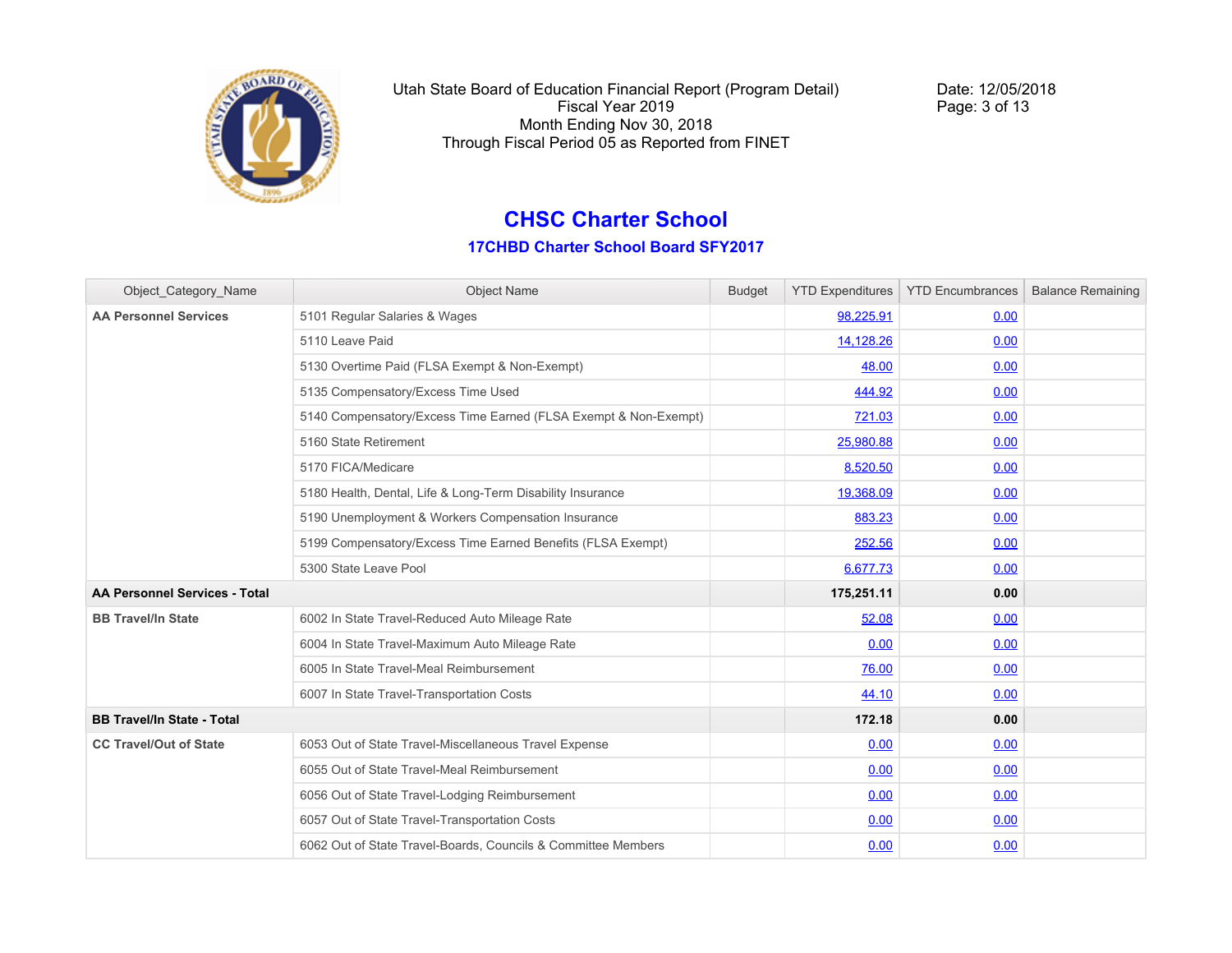Utah State Board of Education Financial Report (Program Detail)
Fiscal Year 2019
Month Ending Nov 30, 2018
Through Fiscal Period 05 as Reported from FINET

Date: 12/05/2018

# CHSC Charter School

## 17CHBD Charter School Board SFY2017

| Object_Category_Name | Object Name | Budget | YTD Expenditures | YTD Encumbrances | Balance Remaining |
|---|---|---|---|---|---|
| **AA Personnel Services** | 5101 Regular Salaries & Wages | | 98,225.91 | 0.00 | |
| | 5110 Leave Paid | | 14,128.26 | 0.00 | |
| | 5130 Overtime Paid (FLSA Exempt & Non-Exempt) | | 48.00 | 0.00 | |
| | 5135 Compensatory/Excess Time Used | | 444.92 | 0.00 | |
| | 5140 Compensatory/Excess Time Earned (FLSA Exempt & Non-Exempt) | | 721.03 | 0.00 | |
| | 5160 State Retirement | | 25,980.88 | 0.00 | |
| | 5170 FICA/Medicare | | 8,520.50 | 0.00 | |
| | 5180 Health, Dental, Life & Long-Term Disability Insurance | | 19,368.09 | 0.00 | |
| | 5190 Unemployment & Workers Compensation Insurance | | 883.23 | 0.00 | |
| | 5199 Compensatory/Excess Time Earned Benefits (FLSA Exempt) | | 252.56 | 0.00 | |
| | 5300 State Leave Pool | | 6,677.73 | 0.00 | |
| **AA Personnel Services - Total** | | | **175,251.11** | **0.00** | |
| **BB Travel/In State** | 6002 In State Travel-Reduced Auto Mileage Rate | | 52.08 | 0.00 | |
| | 6004 In State Travel-Maximum Auto Mileage Rate | | 0.00 | 0.00 | |
| | 6005 In State Travel-Meal Reimbursement | | 76.00 | 0.00 | |
| | 6007 In State Travel-Transportation Costs | | 44.10 | 0.00 | |
| **BB Travel/In State - Total** | | | **172.18** | **0.00** | |
| **CC Travel/Out of State** | 6053 Out of State Travel-Miscellaneous Travel Expense | | 0.00 | 0.00 | |
| | 6055 Out of State Travel-Meal Reimbursement | | 0.00 | 0.00 | |
| | 6056 Out of State Travel-Lodging Reimbursement | | 0.00 | 0.00 | |
| | 6057 Out of State Travel-Transportation Costs | | 0.00 | 0.00 | |
| | 6062 Out of State Travel-Boards, Councils & Committee Members | | 0.00 | 0.00 | |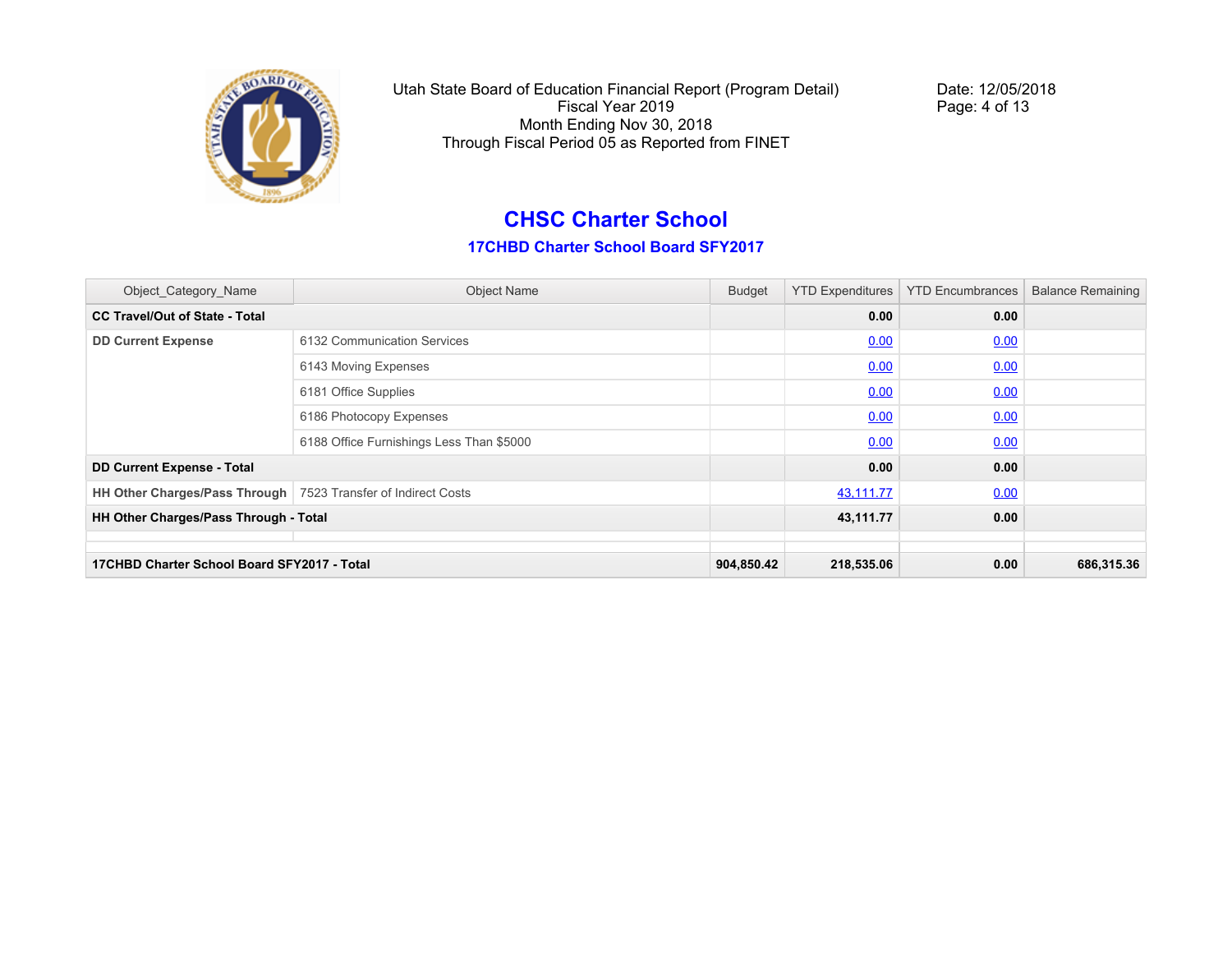Utah State Board of Education Financial Report (Program Detail)
Fiscal Year 2019
Month Ending Nov 30, 2018
Through Fiscal Period 05 as Reported from FINET

Date: 12/05/2018

# CHSC Charter School

## 17CHBD Charter School Board SFY2017

| Object_Category_Name | Object Name | Budget | YTD Expenditures | YTD Encumbrances | Balance Remaining |
|---|---|---|---|---|---|
| **CC Travel/Out of State - Total** | | | **0.00** | **0.00** | |
| **DD Current Expense** | 6132 Communication Services | | 0.00 | 0.00 | |
| | 6143 Moving Expenses | | 0.00 | 0.00 | |
| | 6181 Office Supplies | | 0.00 | 0.00 | |
| | 6186 Photocopy Expenses | | 0.00 | 0.00 | |
| | 6188 Office Furnishings Less Than $5000 | | 0.00 | 0.00 | |
| **DD Current Expense - Total** | | | **0.00** | **0.00** | |
| **HH Other Charges/Pass Through** | 7523 Transfer of Indirect Costs | | 43,111.77 | 0.00 | |
| **HH Other Charges/Pass Through - Total** | | | **43,111.77** | **0.00** | |
| | | | | | |
| **17CHBD Charter School Board SFY2017 - Total** | | **904,850.42** | **218,535.06** | **0.00** | **686,315.36** |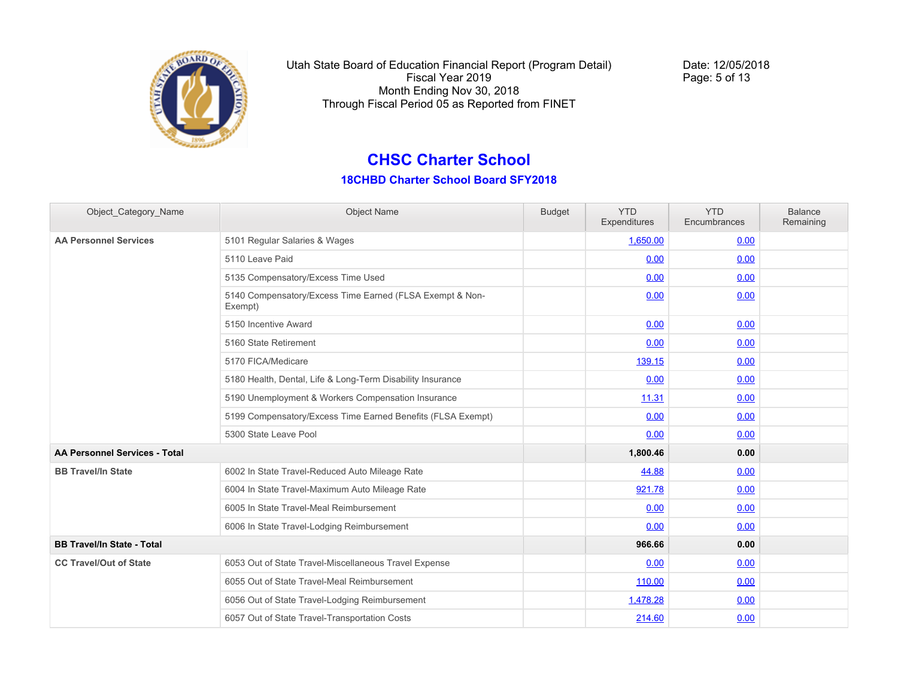Utah State Board of Education Financial Report (Program Detail)
Fiscal Year 2019
Month Ending Nov 30, 2018
Through Fiscal Period 05 as Reported from FINET

Date: 12/05/2018

# CHSC Charter School

## 18CHBD Charter School Board SFY2018

| Object_Category_Name | Object Name | Budget | YTD Expenditures | YTD Encumbrances | Balance Remaining |
|---|---|---|---|---|---|
| **AA Personnel Services** | 5101 Regular Salaries & Wages | | 1,650.00 | 0.00 | |
| | 5110 Leave Paid | | 0.00 | 0.00 | |
| | 5135 Compensatory/Excess Time Used | | 0.00 | 0.00 | |
| | 5140 Compensatory/Excess Time Earned (FLSA Exempt & Non-Exempt) | | 0.00 | 0.00 | |
| | 5150 Incentive Award | | 0.00 | 0.00 | |
| | 5160 State Retirement | | 0.00 | 0.00 | |
| | 5170 FICA/Medicare | | 139.15 | 0.00 | |
| | 5180 Health, Dental, Life & Long-Term Disability Insurance | | 0.00 | 0.00 | |
| | 5190 Unemployment & Workers Compensation Insurance | | 11.31 | 0.00 | |
| | 5199 Compensatory/Excess Time Earned Benefits (FLSA Exempt) | | 0.00 | 0.00 | |
| | 5300 State Leave Pool | | 0.00 | 0.00 | |
| **AA Personnel Services - Total** | | | **1,800.46** | **0.00** | |
| **BB Travel/In State** | 6002 In State Travel-Reduced Auto Mileage Rate | | 44.88 | 0.00 | |
| | 6004 In State Travel-Maximum Auto Mileage Rate | | 921.78 | 0.00 | |
| | 6005 In State Travel-Meal Reimbursement | | 0.00 | 0.00 | |
| | 6006 In State Travel-Lodging Reimbursement | | 0.00 | 0.00 | |
| **BB Travel/In State - Total** | | | **966.66** | **0.00** | |
| **CC Travel/Out of State** | 6053 Out of State Travel-Miscellaneous Travel Expense | | 0.00 | 0.00 | |
| | 6055 Out of State Travel-Meal Reimbursement | | 110.00 | 0.00 | |
| | 6056 Out of State Travel-Lodging Reimbursement | | 1,478.28 | 0.00 | |
| | 6057 Out of State Travel-Transportation Costs | | 214.60 | 0.00 | |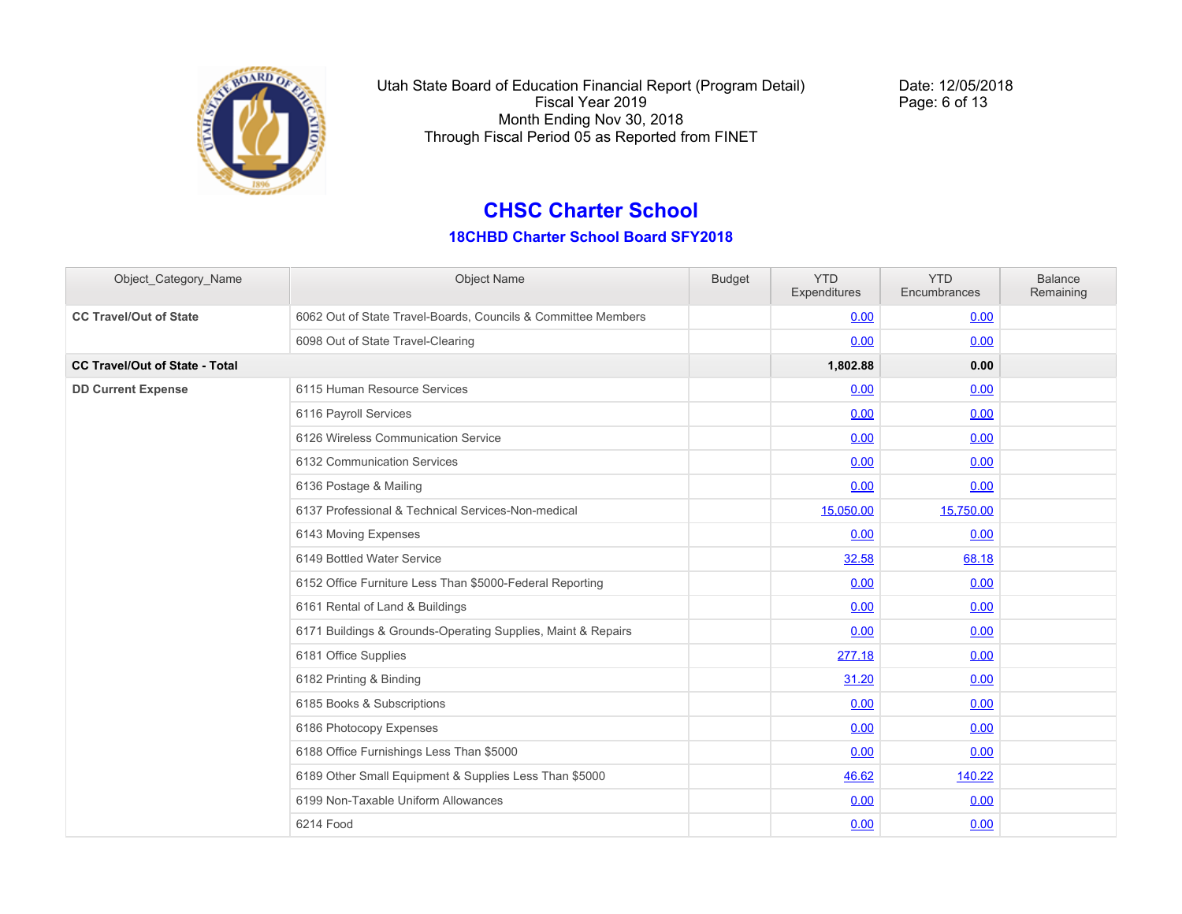Utah State Board of Education Financial Report (Program Detail)
Fiscal Year 2019
Month Ending Nov 30, 2018
Through Fiscal Period 05 as Reported from FINET

Date: 12/05/2018

## CHSC Charter School

### 18CHBD Charter School Board SFY2018

| Object_Category_Name | Object Name | Budget | YTD Expenditures | YTD Encumbrances | Balance Remaining |
|---|---|---|---|---|---|
| **CC Travel/Out of State** | 6062 Out of State Travel-Boards, Councils & Committee Members | | 0.00 | 0.00 | |
| | 6098 Out of State Travel-Clearing | | 0.00 | 0.00 | |
| **CC Travel/Out of State - Total** | | | **1,802.88** | **0.00** | |
| **DD Current Expense** | 6115 Human Resource Services | | 0.00 | 0.00 | |
| | 6116 Payroll Services | | 0.00 | 0.00 | |
| | 6126 Wireless Communication Service | | 0.00 | 0.00 | |
| | 6132 Communication Services | | 0.00 | 0.00 | |
| | 6136 Postage & Mailing | | 0.00 | 0.00 | |
| | 6137 Professional & Technical Services-Non-medical | | 15,050.00 | 15,750.00 | |
| | 6143 Moving Expenses | | 0.00 | 0.00 | |
| | 6149 Bottled Water Service | | 32.58 | 68.18 | |
| | 6152 Office Furniture Less Than $5000-Federal Reporting | | 0.00 | 0.00 | |
| | 6161 Rental of Land & Buildings | | 0.00 | 0.00 | |
| | 6171 Buildings & Grounds-Operating Supplies, Maint & Repairs | | 0.00 | 0.00 | |
| | 6181 Office Supplies | | 277.18 | 0.00 | |
| | 6182 Printing & Binding | | 31.20 | 0.00 | |
| | 6185 Books & Subscriptions | | 0.00 | 0.00 | |
| | 6186 Photocopy Expenses | | 0.00 | 0.00 | |
| | 6188 Office Furnishings Less Than $5000 | | 0.00 | 0.00 | |
| | 6189 Other Small Equipment & Supplies Less Than $5000 | | 46.62 | 140.22 | |
| | 6199 Non-Taxable Uniform Allowances | | 0.00 | 0.00 | |
| | 6214 Food | | 0.00 | 0.00 | |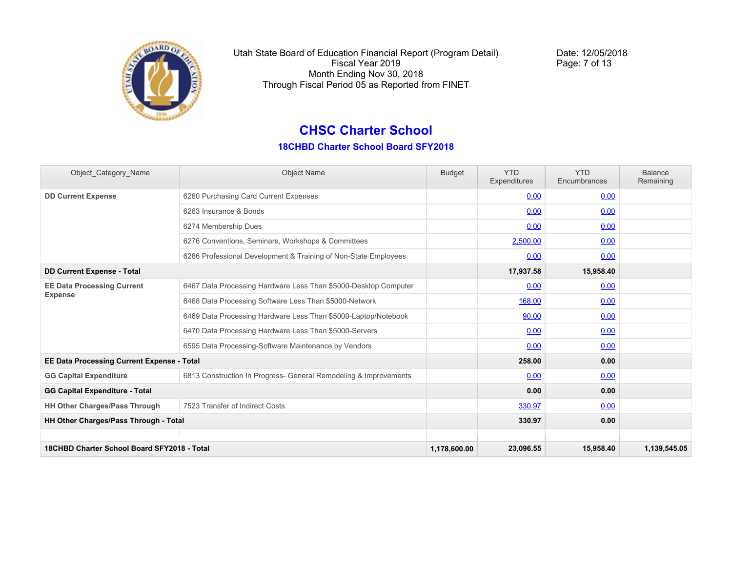Utah State Board of Education Financial Report (Program Detail)
Fiscal Year 2019
Month Ending Nov 30, 2018
Through Fiscal Period 05 as Reported from FINET

Date: 12/05/2018

# CHSC Charter School

## 18CHBD Charter School Board SFY2018

| Object_Category_Name | Object Name | Budget | YTD Expenditures | YTD Encumbrances | Balance Remaining |
|---|---|---|---|---|---|
| **DD Current Expense** | 6260 Purchasing Card Current Expenses | | 0.00 | 0.00 | |
| | 6263 Insurance & Bonds | | 0.00 | 0.00 | |
| | 6274 Membership Dues | | 0.00 | 0.00 | |
| | 6276 Conventions, Seminars, Workshops & Committees | | 2,500.00 | 0.00 | |
| | 6286 Professional Development & Training of Non-State Employees | | 0.00 | 0.00 | |
| **DD Current Expense - Total** | | | **17,937.58** | **15,958.40** | |
| **EE Data Processing Current Expense** | 6467 Data Processing Hardware Less Than $5000-Desktop Computer | | 0.00 | 0.00 | |
| | 6468 Data Processing Software Less Than $5000-Network | | 168.00 | 0.00 | |
| | 6469 Data Processing Hardware Less Than $5000-Laptop/Notebook | | 90.00 | 0.00 | |
| | 6470 Data Processing Hardware Less Than $5000-Servers | | 0.00 | 0.00 | |
| | 6595 Data Processing-Software Maintenance by Vendors | | 0.00 | 0.00 | |
| **EE Data Processing Current Expense - Total** | | | **258.00** | **0.00** | |
| **GG Capital Expenditure** | 6813 Construction In Progress- General Remodeling & Improvements | | 0.00 | 0.00 | |
| **GG Capital Expenditure - Total** | | | **0.00** | **0.00** | |
| **HH Other Charges/Pass Through** | 7523 Transfer of Indirect Costs | | 330.97 | 0.00 | |
| **HH Other Charges/Pass Through - Total** | | | **330.97** | **0.00** | |
| | | | | | |
| **18CHBD Charter School Board SFY2018 - Total** | | **1,178,600.00** | **23,096.55** | **15,958.40** | **1,139,545.05** |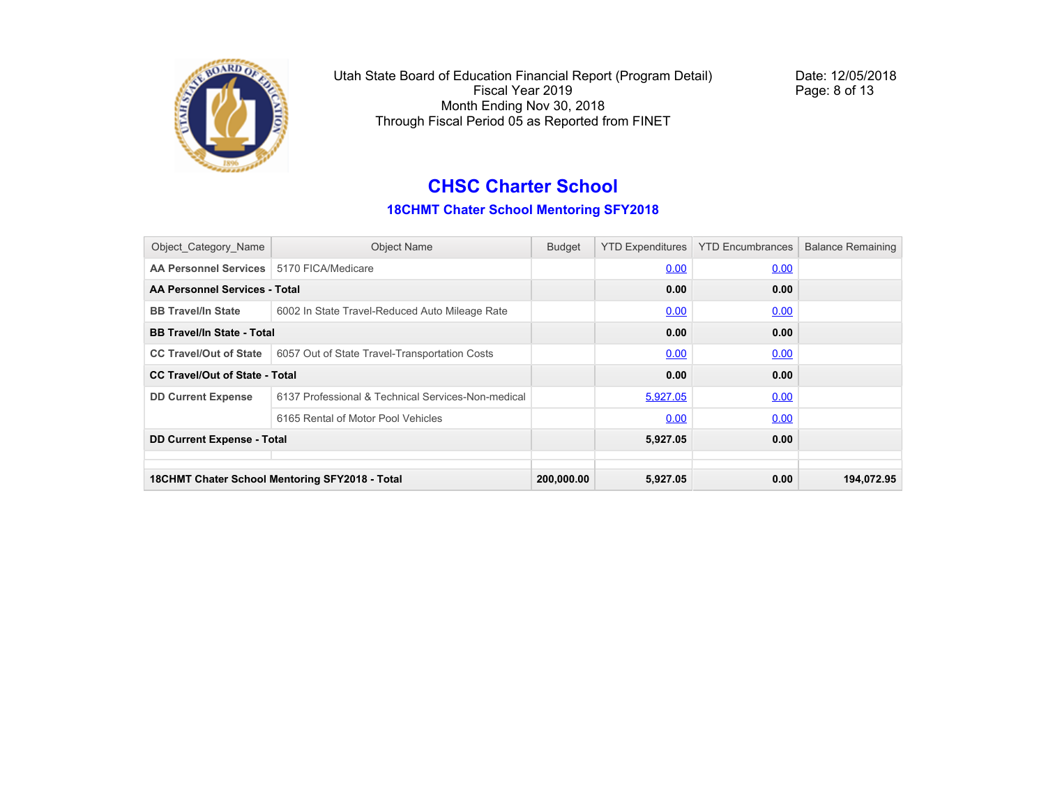Utah State Board of Education Financial Report (Program Detail)
Fiscal Year 2019
Month Ending Nov 30, 2018
Through Fiscal Period 05 as Reported from FINET

Date: 12/05/2018

# CHSC Charter School

## 18CHMT Chater School Mentoring SFY2018

| Object_Category_Name | Object Name | Budget | YTD Expenditures | YTD Encumbrances | Balance Remaining |
|---|---|---|---|---|---|
| AA Personnel Services | 5170 FICA/Medicare | | 0.00 | 0.00 | |
| **AA Personnel Services - Total** | | | **0.00** | **0.00** | |
| BB Travel/In State | 6002 In State Travel-Reduced Auto Mileage Rate | | 0.00 | 0.00 | |
| **BB Travel/In State - Total** | | | **0.00** | **0.00** | |
| CC Travel/Out of State | 6057 Out of State Travel-Transportation Costs | | 0.00 | 0.00 | |
| **CC Travel/Out of State - Total** | | | **0.00** | **0.00** | |
| DD Current Expense | 6137 Professional & Technical Services-Non-medical | | 5,927.05 | 0.00 | |
| | 6165 Rental of Motor Pool Vehicles | | 0.00 | 0.00 | |
| **DD Current Expense - Total** | | | **5,927.05** | **0.00** | |
| | | | | | |
| **18CHMT Chater School Mentoring SFY2018 - Total** | | **200,000.00** | **5,927.05** | **0.00** | **194,072.95** |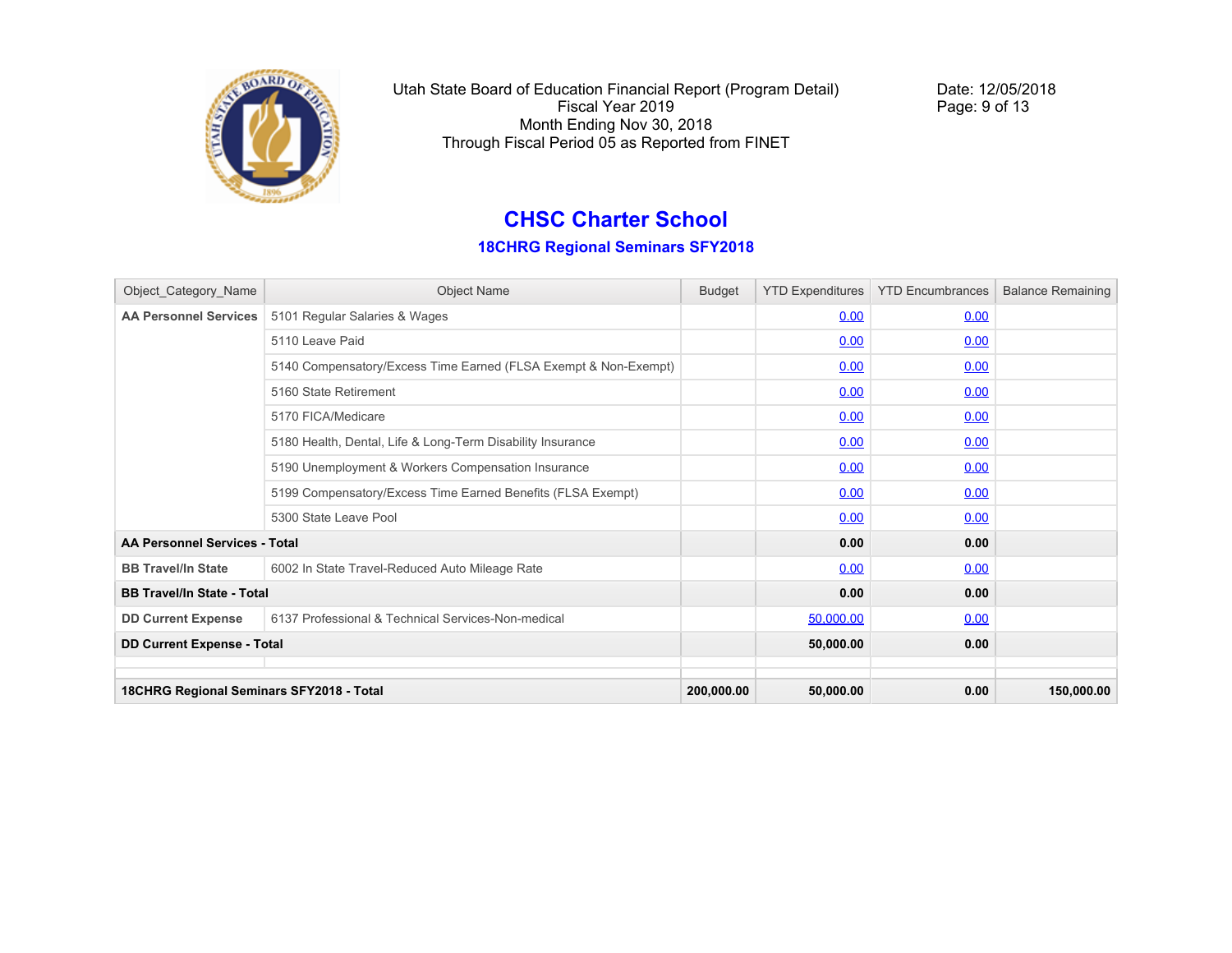Utah State Board of Education Financial Report (Program Detail)
Fiscal Year 2019
Month Ending Nov 30, 2018
Through Fiscal Period 05 as Reported from FINET

Date: 12/05/2018

# CHSC Charter School

## 18CHRG Regional Seminars SFY2018

| Object_Category_Name | Object Name | Budget | YTD Expenditures | YTD Encumbrances | Balance Remaining |
|---|---|---|---|---|---|
| **AA Personnel Services** | 5101 Regular Salaries & Wages | | 0.00 | 0.00 | |
| | 5110 Leave Paid | | 0.00 | 0.00 | |
| | 5140 Compensatory/Excess Time Earned (FLSA Exempt & Non-Exempt) | | 0.00 | 0.00 | |
| | 5160 State Retirement | | 0.00 | 0.00 | |
| | 5170 FICA/Medicare | | 0.00 | 0.00 | |
| | 5180 Health, Dental, Life & Long-Term Disability Insurance | | 0.00 | 0.00 | |
| | 5190 Unemployment & Workers Compensation Insurance | | 0.00 | 0.00 | |
| | 5199 Compensatory/Excess Time Earned Benefits (FLSA Exempt) | | 0.00 | 0.00 | |
| | 5300 State Leave Pool | | 0.00 | 0.00 | |
| **AA Personnel Services - Total** | | | **0.00** | **0.00** | |
| **BB Travel/In State** | 6002 In State Travel-Reduced Auto Mileage Rate | | 0.00 | 0.00 | |
| **BB Travel/In State - Total** | | | **0.00** | **0.00** | |
| **DD Current Expense** | 6137 Professional & Technical Services-Non-medical | | 50,000.00 | 0.00 | |
| **DD Current Expense - Total** | | | **50,000.00** | **0.00** | |
| | | | | | |
| **18CHRG Regional Seminars SFY2018 - Total** | | **200,000.00** | **50,000.00** | **0.00** | **150,000.00** |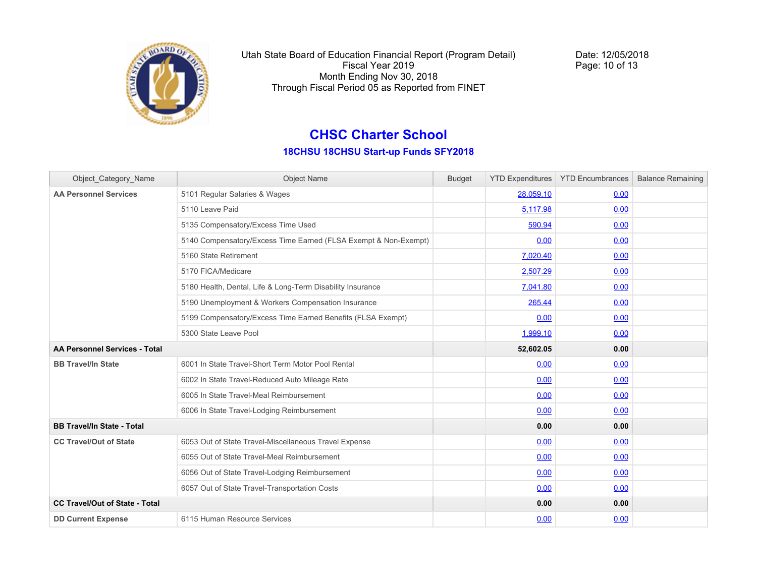Utah State Board of Education Financial Report (Program Detail)
Fiscal Year 2019
Month Ending Nov 30, 2018
Through Fiscal Period 05 as Reported from FINET

Date: 12/05/2018

# CHSC Charter School

## 18CHSU 18CHSU Start-up Funds SFY2018

| Object_Category_Name | Object Name | Budget | YTD Expenditures | YTD Encumbrances | Balance Remaining |
|---|---|---|---|---|---|
| **AA Personnel Services** | 5101 Regular Salaries & Wages | | 28,059.10 | 0.00 | |
| | 5110 Leave Paid | | 5,117.98 | 0.00 | |
| | 5135 Compensatory/Excess Time Used | | 590.94 | 0.00 | |
| | 5140 Compensatory/Excess Time Earned (FLSA Exempt & Non-Exempt) | | 0.00 | 0.00 | |
| | 5160 State Retirement | | 7,020.40 | 0.00 | |
| | 5170 FICA/Medicare | | 2,507.29 | 0.00 | |
| | 5180 Health, Dental, Life & Long-Term Disability Insurance | | 7,041.80 | 0.00 | |
| | 5190 Unemployment & Workers Compensation Insurance | | 265.44 | 0.00 | |
| | 5199 Compensatory/Excess Time Earned Benefits (FLSA Exempt) | | 0.00 | 0.00 | |
| | 5300 State Leave Pool | | 1,999.10 | 0.00 | |
| **AA Personnel Services - Total** | | | **52,602.05** | **0.00** | |
| **BB Travel/In State** | 6001 In State Travel-Short Term Motor Pool Rental | | 0.00 | 0.00 | |
| | 6002 In State Travel-Reduced Auto Mileage Rate | | 0.00 | 0.00 | |
| | 6005 In State Travel-Meal Reimbursement | | 0.00 | 0.00 | |
| | 6006 In State Travel-Lodging Reimbursement | | 0.00 | 0.00 | |
| **BB Travel/In State - Total** | | | **0.00** | **0.00** | |
| **CC Travel/Out of State** | 6053 Out of State Travel-Miscellaneous Travel Expense | | 0.00 | 0.00 | |
| | 6055 Out of State Travel-Meal Reimbursement | | 0.00 | 0.00 | |
| | 6056 Out of State Travel-Lodging Reimbursement | | 0.00 | 0.00 | |
| | 6057 Out of State Travel-Transportation Costs | | 0.00 | 0.00 | |
| **CC Travel/Out of State - Total** | | | **0.00** | **0.00** | |
| **DD Current Expense** | 6115 Human Resource Services | | 0.00 | 0.00 | |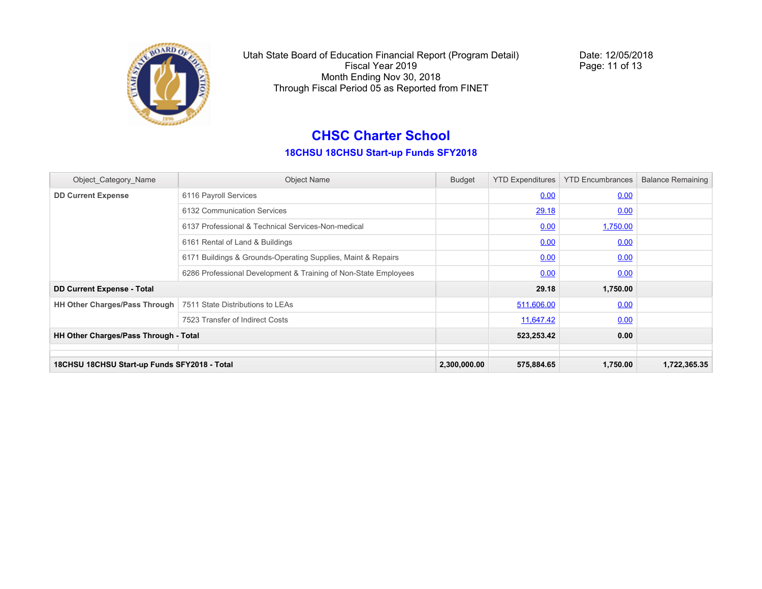Utah State Board of Education Financial Report (Program Detail)
Fiscal Year 2019
Month Ending Nov 30, 2018
Through Fiscal Period 05 as Reported from FINET

Date: 12/05/2018

# CHSC Charter School

## 18CHSU 18CHSU Start-up Funds SFY2018

| Object_Category_Name | Object Name | Budget | YTD Expenditures | YTD Encumbrances | Balance Remaining |
|---|---|---|---|---|---|
| **DD Current Expense** | 6116 Payroll Services | | 0.00 | 0.00 | |
| | 6132 Communication Services | | 29.18 | 0.00 | |
| | 6137 Professional & Technical Services-Non-medical | | 0.00 | 1,750.00 | |
| | 6161 Rental of Land & Buildings | | 0.00 | 0.00 | |
| | 6171 Buildings & Grounds-Operating Supplies, Maint & Repairs | | 0.00 | 0.00 | |
| | 6286 Professional Development & Training of Non-State Employees | | 0.00 | 0.00 | |
| **DD Current Expense - Total** | | | **29.18** | **1,750.00** | |
| **HH Other Charges/Pass Through** | 7511 State Distributions to LEAs | | 511,606.00 | 0.00 | |
| | 7523 Transfer of Indirect Costs | | 11,647.42 | 0.00 | |
| **HH Other Charges/Pass Through - Total** | | | **523,253.42** | **0.00** | |
| | | | | | |
| **18CHSU 18CHSU Start-up Funds SFY2018 - Total** | | **2,300,000.00** | **575,884.65** | **1,750.00** | **1,722,365.35** |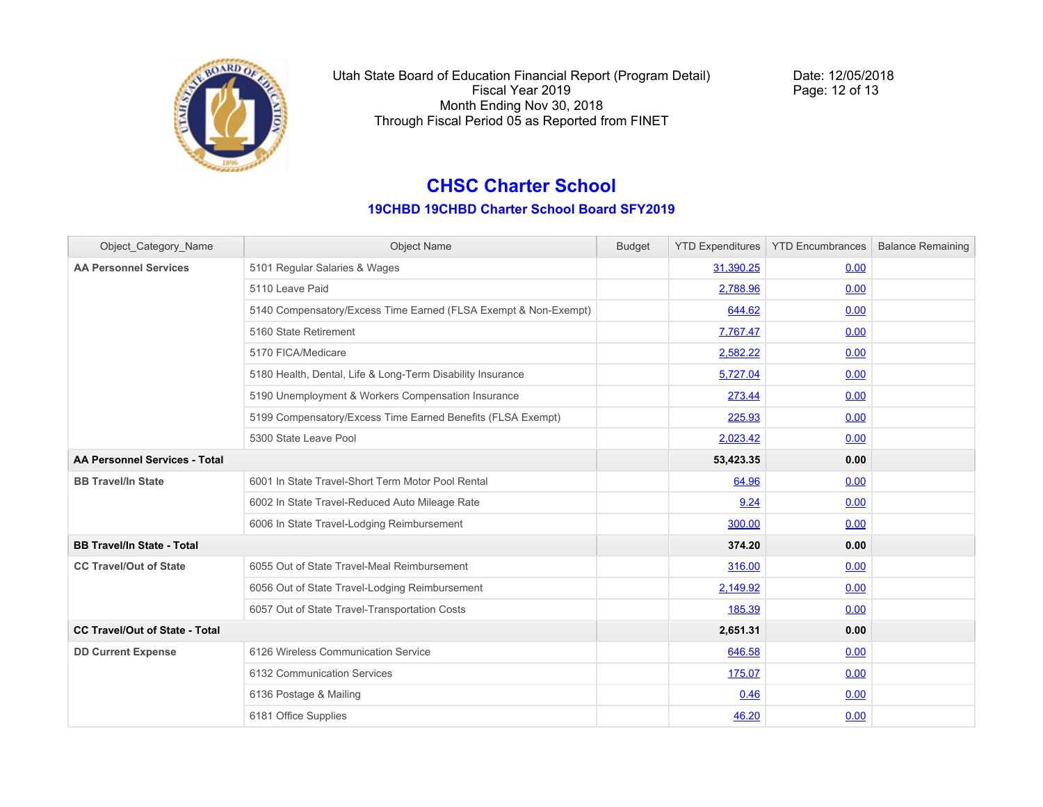Utah State Board of Education Financial Report (Program Detail)
Fiscal Year 2019
Month Ending Nov 30, 2018
Through Fiscal Period 05 as Reported from FINET

Date: 12/05/2018

## CHSC Charter School

### 19CHBD 19CHBD Charter School Board SFY2019

| Object_Category_Name | Object Name | Budget | YTD Expenditures | YTD Encumbrances | Balance Remaining |
|---|---|---|---|---|---|
| **AA Personnel Services** | 5101 Regular Salaries & Wages | | 31,390.25 | 0.00 | |
| | 5110 Leave Paid | | 2,788.96 | 0.00 | |
| | 5140 Compensatory/Excess Time Earned (FLSA Exempt & Non-Exempt) | | 644.62 | 0.00 | |
| | 5160 State Retirement | | 7,767.47 | 0.00 | |
| | 5170 FICA/Medicare | | 2,582.22 | 0.00 | |
| | 5180 Health, Dental, Life & Long-Term Disability Insurance | | 5,727.04 | 0.00 | |
| | 5190 Unemployment & Workers Compensation Insurance | | 273.44 | 0.00 | |
| | 5199 Compensatory/Excess Time Earned Benefits (FLSA Exempt) | | 225.93 | 0.00 | |
| | 5300 State Leave Pool | | 2,023.42 | 0.00 | |
| **AA Personnel Services - Total** | | | **53,423.35** | **0.00** | |
| **BB Travel/In State** | 6001 In State Travel-Short Term Motor Pool Rental | | 64.96 | 0.00 | |
| | 6002 In State Travel-Reduced Auto Mileage Rate | | 9.24 | 0.00 | |
| | 6006 In State Travel-Lodging Reimbursement | | 300.00 | 0.00 | |
| **BB Travel/In State - Total** | | | **374.20** | **0.00** | |
| **CC Travel/Out of State** | 6055 Out of State Travel-Meal Reimbursement | | 316.00 | 0.00 | |
| | 6056 Out of State Travel-Lodging Reimbursement | | 2,149.92 | 0.00 | |
| | 6057 Out of State Travel-Transportation Costs | | 185.39 | 0.00 | |
| **CC Travel/Out of State - Total** | | | **2,651.31** | **0.00** | |
| **DD Current Expense** | 6126 Wireless Communication Service | | 646.58 | 0.00 | |
| | 6132 Communication Services | | 175.07 | 0.00 | |
| | 6136 Postage & Mailing | | 0.46 | 0.00 | |
| | 6181 Office Supplies | | 46.20 | 0.00 | |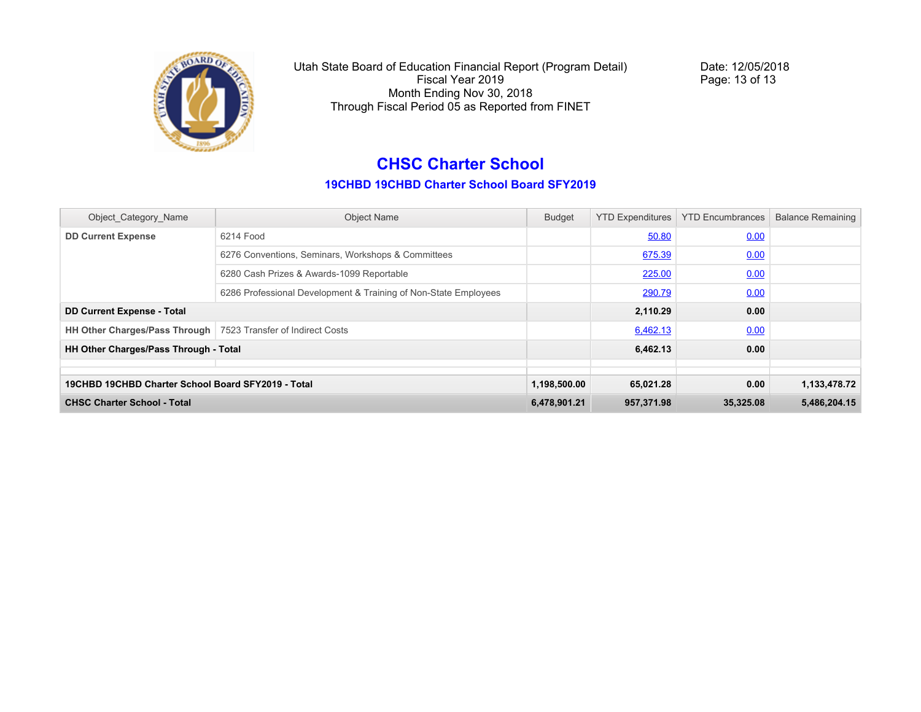Utah State Board of Education Financial Report (Program Detail)
Fiscal Year 2019
Month Ending Nov 30, 2018
Through Fiscal Period 05 as Reported from FINET

Date: 12/05/2018

## CHSC Charter School

### 19CHBD 19CHBD Charter School Board SFY2019

| Object_Category_Name | Object Name | Budget | YTD Expenditures | YTD Encumbrances | Balance Remaining |
|---|---|---|---|---|---|
| **DD Current Expense** | 6214 Food | | 50.80 | 0.00 | |
| | 6276 Conventions, Seminars, Workshops & Committees | | 675.39 | 0.00 | |
| | 6280 Cash Prizes & Awards-1099 Reportable | | 225.00 | 0.00 | |
| | 6286 Professional Development & Training of Non-State Employees | | 290.79 | 0.00 | |
| **DD Current Expense - Total** | | | **2,110.29** | **0.00** | |
| **HH Other Charges/Pass Through** | 7523 Transfer of Indirect Costs | | 6,462.13 | 0.00 | |
| **HH Other Charges/Pass Through - Total** | | | **6,462.13** | **0.00** | |
| | | | | | |
| **19CHBD 19CHBD Charter School Board SFY2019 - Total** | | **1,198,500.00** | **65,021.28** | **0.00** | **1,133,478.72** |
| **CHSC Charter School - Total** | | **6,478,901.21** | **957,371.98** | **35,325.08** | **5,486,204.15** |